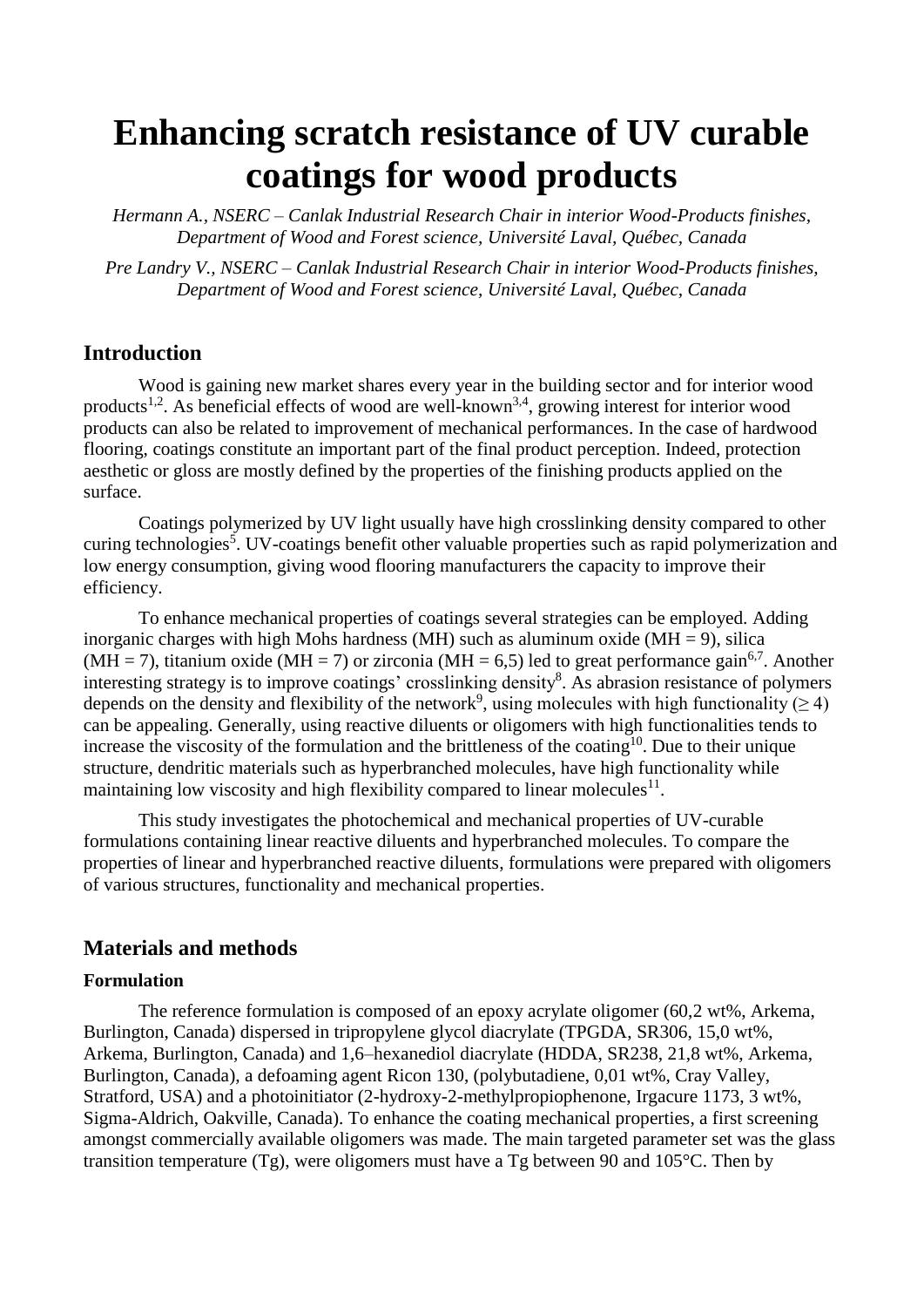# Enhancing scratch resistance of UV curable coatings for wood products

*Hermann A., NSERC – Canlak Industrial Research Chair in interior Wood-Products finishes, Department of Wood and Forest science, Université Laval, Québec, Canada*

*Pre Landry V., NSERC – Canlak Industrial Research Chair in interior Wood-Products finishes, Department of Wood and Forest science, Université Laval, Québec, Canada*

## Introduction

Wood is gaining new market shares every year in the building sector and for interior wood products[1,2]. As beneficial effects of wood are well-known[3,4], growing interest for interior wood products can also be related to improvement of mechanical performances. In the case of hardwood flooring, coatings constitute an important part of the final product perception. Indeed, protection aesthetic or gloss are mostly defined by the properties of the finishing products applied on the surface.

Coatings polymerized by UV light usually have high crosslinking density compared to other curing technologies[5]. UV-coatings benefit other valuable properties such as rapid polymerization and low energy consumption, giving wood flooring manufacturers the capacity to improve their efficiency.

To enhance mechanical properties of coatings several strategies can be employed. Adding inorganic charges with high Mohs hardness (MH) such as aluminum oxide (MH = 9), silica (MH = 7), titanium oxide (MH = 7) or zirconia (MH = 6,5) led to great performance gain[6,7]. Another interesting strategy is to improve coatings' crosslinking density[8]. As abrasion resistance of polymers depends on the density and flexibility of the network[9], using molecules with high functionality ($\geq 4$) can be appealing. Generally, using reactive diluents or oligomers with high functionalities tends to increase the viscosity of the formulation and the brittleness of the coating[10]. Due to their unique structure, dendritic materials such as hyperbranched molecules, have high functionality while maintaining low viscosity and high flexibility compared to linear molecules[11].

This study investigates the photochemical and mechanical properties of UV-curable formulations containing linear reactive diluents and hyperbranched molecules. To compare the properties of linear and hyperbranched reactive diluents, formulations were prepared with oligomers of various structures, functionality and mechanical properties.

## Materials and methods

### Formulation

The reference formulation is composed of an epoxy acrylate oligomer (60,2 wt%, Arkema, Burlington, Canada) dispersed in tripropylene glycol diacrylate (TPGDA, SR306, 15,0 wt%, Arkema, Burlington, Canada) and 1,6–hexanediol diacrylate (HDDA, SR238, 21,8 wt%, Arkema, Burlington, Canada), a defoaming agent Ricon 130, (polybutadiene, 0,01 wt%, Cray Valley, Stratford, USA) and a photoinitiator (2-hydroxy-2-methylpropiophenone, Irgacure 1173, 3 wt%, Sigma-Aldrich, Oakville, Canada). To enhance the coating mechanical properties, a first screening amongst commercially available oligomers was made. The main targeted parameter set was the glass transition temperature (Tg), were oligomers must have a Tg between 90 and 105°C. Then by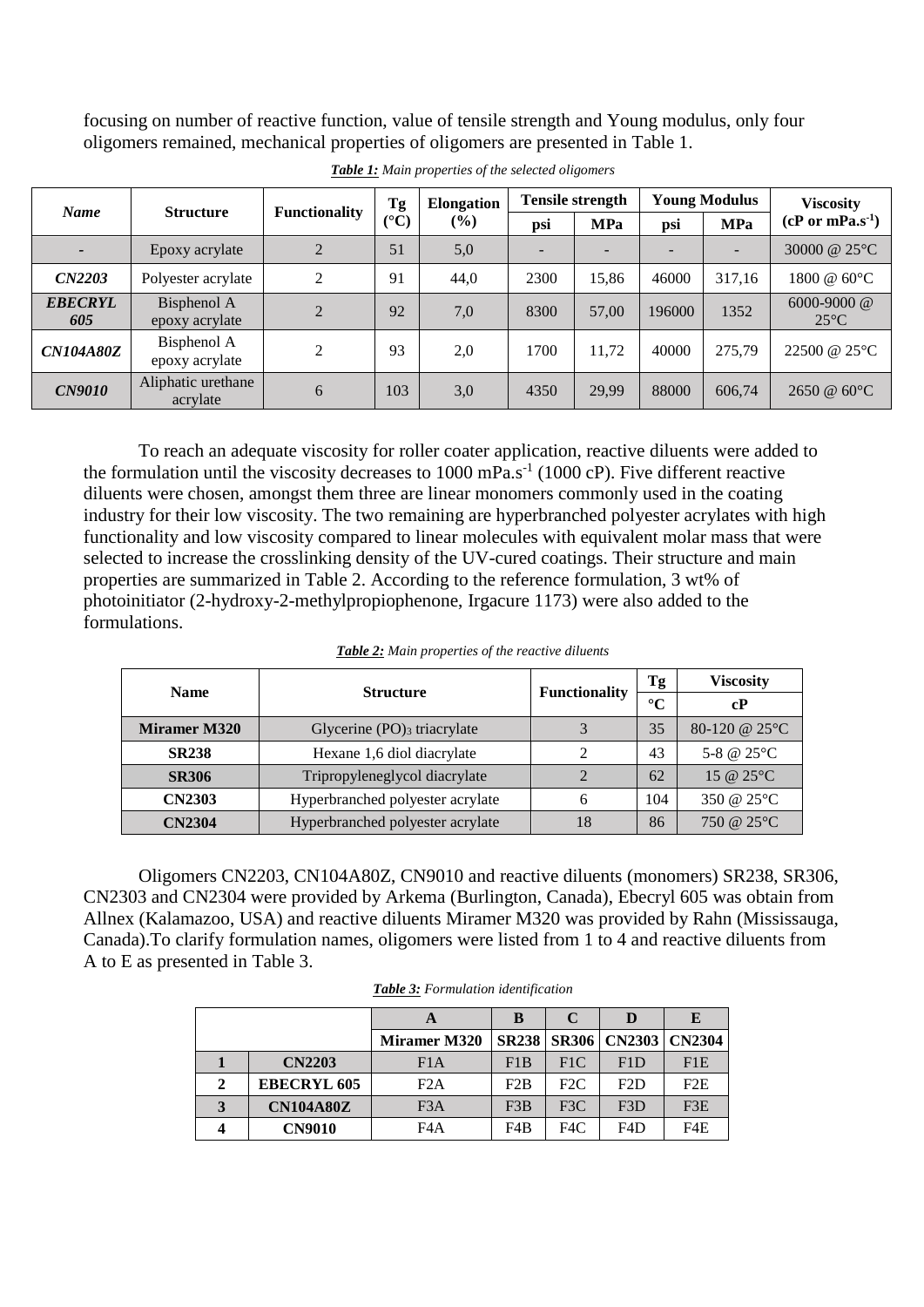focusing on number of reactive function, value of tensile strength and Young modulus, only four oligomers remained, mechanical properties of oligomers are presented in Table 1.

***Table 1:*** *Main properties of the selected oligomers*

| *Name* | Structure | Functionality | Tg (°C) | Elongation (%) | Tensile strength | | Young Modulus | | Viscosity (cP or mPa.s$^{-1}$) |
|---|---|---|---|---|---|---|---|---|---|
| | | | | | psi | MPa | psi | MPa | |
| - | Epoxy acrylate | 2 | 51 | 5,0 | - | - | - | - | 30000 @ 25°C |
| ***CN2203*** | Polyester acrylate | 2 | 91 | 44,0 | 2300 | 15,86 | 46000 | 317,16 | 1800 @ 60°C |
| ***EBECRYL 605*** | Bisphenol A epoxy acrylate | 2 | 92 | 7,0 | 8300 | 57,00 | 196000 | 1352 | 6000-9000 @ 25°C |
| ***CN104A80Z*** | Bisphenol A epoxy acrylate | 2 | 93 | 2,0 | 1700 | 11,72 | 40000 | 275,79 | 22500 @ 25°C |
| ***CN9010*** | Aliphatic urethane acrylate | 6 | 103 | 3,0 | 4350 | 29,99 | 88000 | 606,74 | 2650 @ 60°C |

To reach an adequate viscosity for roller coater application, reactive diluents were added to the formulation until the viscosity decreases to 1000 mPa.s$^{-1}$ (1000 cP). Five different reactive diluents were chosen, amongst them three are linear monomers commonly used in the coating industry for their low viscosity. The two remaining are hyperbranched polyester acrylates with high functionality and low viscosity compared to linear molecules with equivalent molar mass that were selected to increase the crosslinking density of the UV-cured coatings. Their structure and main properties are summarized in Table 2. According to the reference formulation, 3 wt% of photoinitiator (2-hydroxy-2-methylpropiophenone, Irgacure 1173) were also added to the formulations.

***Table 2:*** *Main properties of the reactive diluents*

| Name | Structure | Functionality | Tg | Viscosity |
|---|---|---|---|---|
| | | | °C | cP |
| **Miramer M320** | Glycerine $(PO)_3$ triacrylate | 3 | 35 | 80-120 @ 25°C |
| **SR238** | Hexane 1,6 diol diacrylate | 2 | 43 | 5-8 @ 25°C |
| **SR306** | Tripropyleneglycol diacrylate | 2 | 62 | 15 @ 25°C |
| **CN2303** | Hyperbranched polyester acrylate | 6 | 104 | 350 @ 25°C |
| **CN2304** | Hyperbranched polyester acrylate | 18 | 86 | 750 @ 25°C |

Oligomers CN2203, CN104A80Z, CN9010 and reactive diluents (monomers) SR238, SR306, CN2303 and CN2304 were provided by Arkema (Burlington, Canada), Ebecryl 605 was obtain from Allnex (Kalamazoo, USA) and reactive diluents Miramer M320 was provided by Rahn (Mississauga, Canada).To clarify formulation names, oligomers were listed from 1 to 4 and reactive diluents from A to E as presented in Table 3.

***Table 3:*** *Formulation identification*

| | | A | B | C | D | E |
|---|---|---|---|---|---|---|
| | | **Miramer M320** | **SR238** | **SR306** | **CN2303** | **CN2304** |
| **1** | **CN2203** | F1A | F1B | F1C | F1D | F1E |
| **2** | **EBECRYL 605** | F2A | F2B | F2C | F2D | F2E |
| **3** | **CN104A80Z** | F3A | F3B | F3C | F3D | F3E |
| **4** | **CN9010** | F4A | F4B | F4C | F4D | F4E |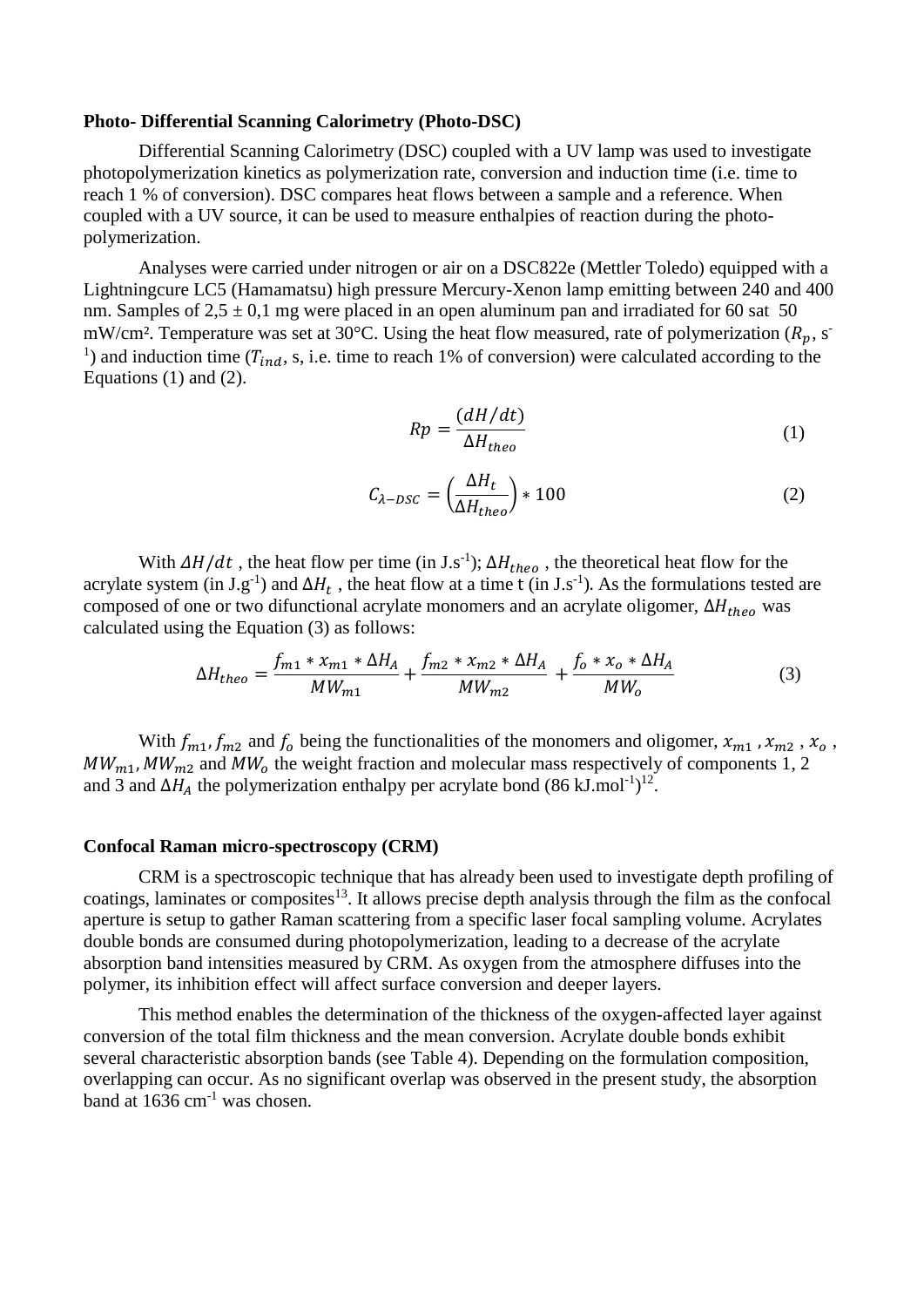**Photo- Differential Scanning Calorimetry (Photo-DSC)**

Differential Scanning Calorimetry (DSC) coupled with a UV lamp was used to investigate photopolymerization kinetics as polymerization rate, conversion and induction time (i.e. time to reach 1 % of conversion). DSC compares heat flows between a sample and a reference. When coupled with a UV source, it can be used to measure enthalpies of reaction during the photo-polymerization.

Analyses were carried under nitrogen or air on a DSC822e (Mettler Toledo) equipped with a Lightningcure LC5 (Hamamatsu) high pressure Mercury-Xenon lamp emitting between 240 and 400 nm. Samples of 2,5 ± 0,1 mg were placed in an open aluminum pan and irradiated for 60 sat 50 mW/cm². Temperature was set at 30°C. Using the heat flow measured, rate of polymerization ($R_p$, $s^{-1}$) and induction time ($T_{ind}$, s, i.e. time to reach 1% of conversion) were calculated according to the Equations (1) and (2).

$$Rp = \frac{(dH/dt)}{\Delta H_{theo}} \quad (1)$$

$$C_{\lambda-DSC} = \left(\frac{\Delta H_t}{\Delta H_{theo}}\right) * 100 \quad (2)$$

With $\Delta H/dt$ , the heat flow per time (in $J.s^{-1}$); $\Delta H_{theo}$ , the theoretical heat flow for the acrylate system (in $J.g^{-1}$) and $\Delta H_t$ , the heat flow at a time t (in $J.s^{-1}$). As the formulations tested are composed of one or two difunctional acrylate monomers and an acrylate oligomer, $\Delta H_{theo}$ was calculated using the Equation (3) as follows:

$$\Delta H_{theo} = \frac{f_{m1} * x_{m1} * \Delta H_A}{MW_{m1}} + \frac{f_{m2} * x_{m2} * \Delta H_A}{MW_{m2}} + \frac{f_o * x_o * \Delta H_A}{MW_o} \quad (3)$$

With $f_{m1}$, $f_{m2}$ and $f_o$ being the functionalities of the monomers and oligomer, $x_{m1}$ , $x_{m2}$ , $x_o$ , $MW_{m1}$, $MW_{m2}$ and $MW_o$ the weight fraction and molecular mass respectively of components 1, 2 and 3 and $\Delta H_A$ the polymerization enthalpy per acrylate bond (86 $kJ.mol^{-1}$)[12].

**Confocal Raman micro-spectroscopy (CRM)**

CRM is a spectroscopic technique that has already been used to investigate depth profiling of coatings, laminates or composites[13]. It allows precise depth analysis through the film as the confocal aperture is setup to gather Raman scattering from a specific laser focal sampling volume. Acrylates double bonds are consumed during photopolymerization, leading to a decrease of the acrylate absorption band intensities measured by CRM. As oxygen from the atmosphere diffuses into the polymer, its inhibition effect will affect surface conversion and deeper layers.

This method enables the determination of the thickness of the oxygen-affected layer against conversion of the total film thickness and the mean conversion. Acrylate double bonds exhibit several characteristic absorption bands (see Table 4). Depending on the formulation composition, overlapping can occur. As no significant overlap was observed in the present study, the absorption band at 1636 $cm^{-1}$ was chosen.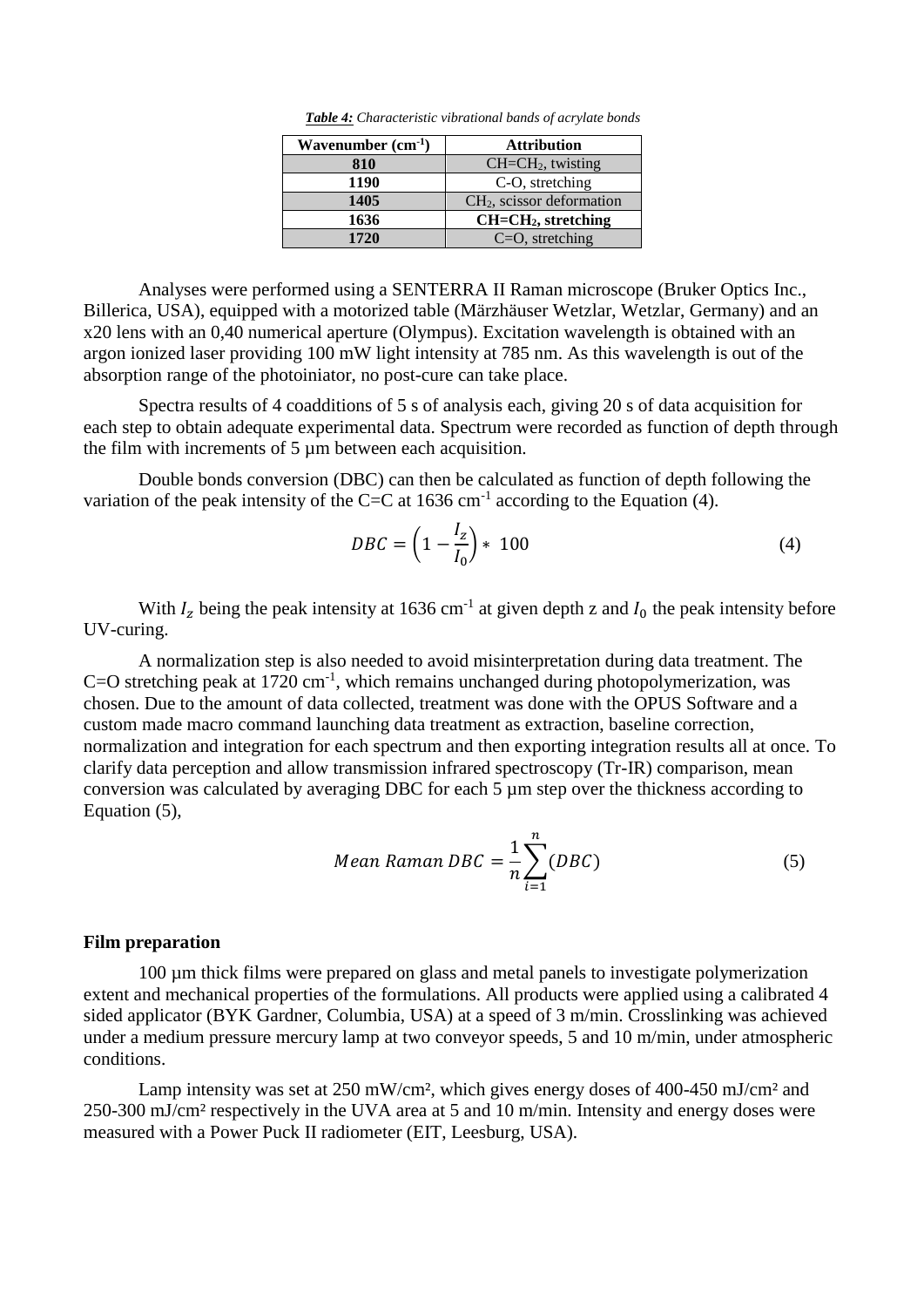***Table 4:*** *Characteristic vibrational bands of acrylate bonds*

| Wavenumber ($cm^{-1}$) | Attribution |
|---|---|
| **810** | $CH=CH_2$, twisting |
| **1190** | C-O, stretching |
| **1405** | $CH_2$, scissor deformation |
| **1636** | **$CH=CH_2$, stretching** |
| **1720** | C=O, stretching |

Analyses were performed using a SENTERRA II Raman microscope (Bruker Optics Inc., Billerica, USA), equipped with a motorized table (Märzhäuser Wetzlar, Wetzlar, Germany) and an x20 lens with an 0,40 numerical aperture (Olympus). Excitation wavelength is obtained with an argon ionized laser providing 100 mW light intensity at 785 nm. As this wavelength is out of the absorption range of the photoiniator, no post-cure can take place.

Spectra results of 4 coadditions of 5 s of analysis each, giving 20 s of data acquisition for each step to obtain adequate experimental data. Spectrum were recorded as function of depth through the film with increments of 5 µm between each acquisition.

Double bonds conversion (DBC) can then be calculated as function of depth following the variation of the peak intensity of the C=C at 1636 $cm^{-1}$ according to the Equation (4).

$$DBC = \left(1 - \frac{I_z}{I_0}\right) * 100 \tag{4}$$

With $I_z$ being the peak intensity at 1636 $cm^{-1}$ at given depth z and $I_0$ the peak intensity before UV-curing.

A normalization step is also needed to avoid misinterpretation during data treatment. The C=O stretching peak at 1720 $cm^{-1}$, which remains unchanged during photopolymerization, was chosen. Due to the amount of data collected, treatment was done with the OPUS Software and a custom made macro command launching data treatment as extraction, baseline correction, normalization and integration for each spectrum and then exporting integration results all at once. To clarify data perception and allow transmission infrared spectroscopy (Tr-IR) comparison, mean conversion was calculated by averaging DBC for each 5 µm step over the thickness according to Equation (5),

$$Mean\ Raman\ DBC = \frac{1}{n}\sum_{i=1}^{n}(DBC) \tag{5}$$

### Film preparation

100 µm thick films were prepared on glass and metal panels to investigate polymerization extent and mechanical properties of the formulations. All products were applied using a calibrated 4 sided applicator (BYK Gardner, Columbia, USA) at a speed of 3 m/min. Crosslinking was achieved under a medium pressure mercury lamp at two conveyor speeds, 5 and 10 m/min, under atmospheric conditions.

Lamp intensity was set at 250 mW/cm², which gives energy doses of 400-450 mJ/cm² and 250-300 mJ/cm² respectively in the UVA area at 5 and 10 m/min. Intensity and energy doses were measured with a Power Puck II radiometer (EIT, Leesburg, USA).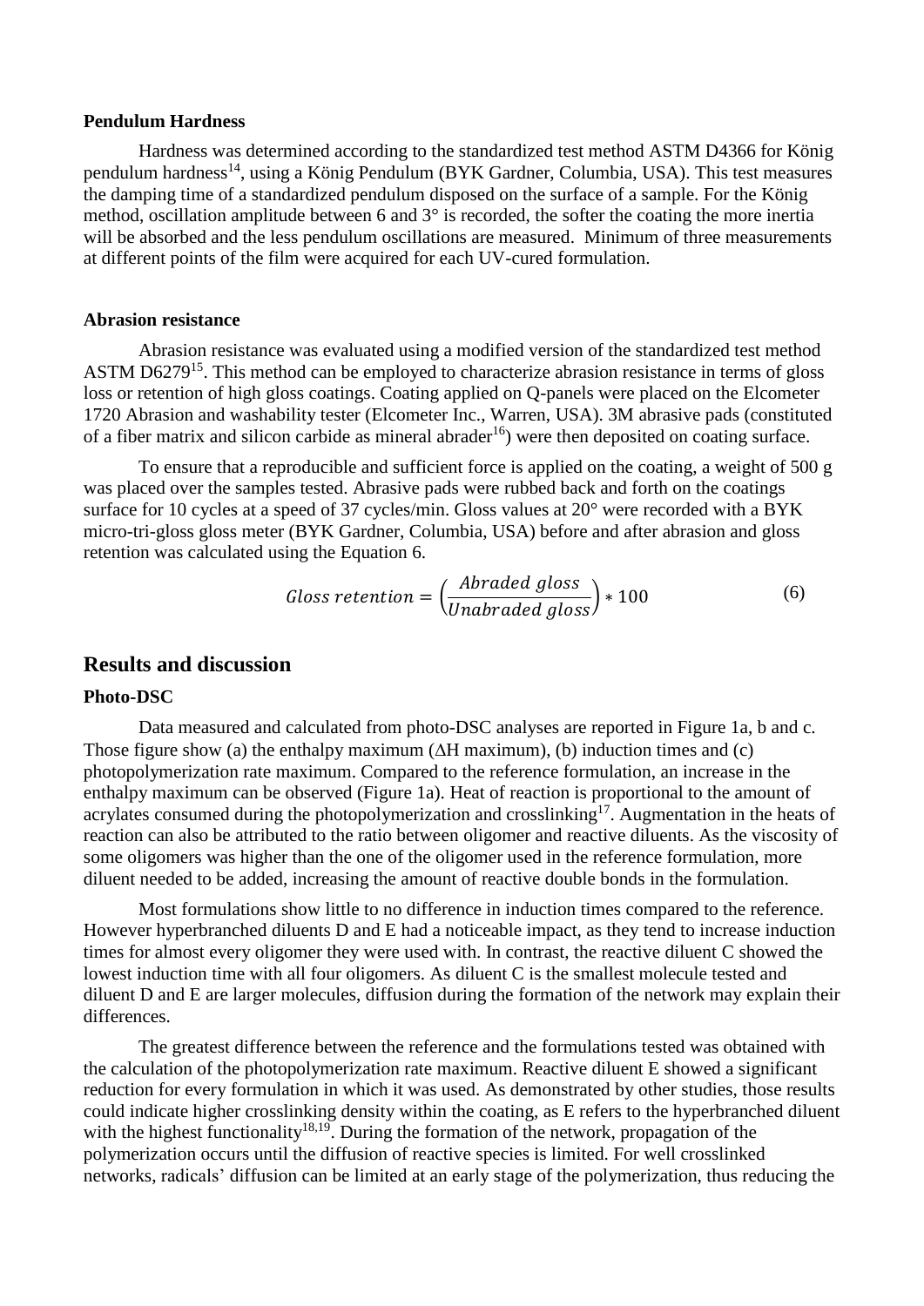### Pendulum Hardness

Hardness was determined according to the standardized test method ASTM D4366 for König pendulum hardness[14], using a König Pendulum (BYK Gardner, Columbia, USA). This test measures the damping time of a standardized pendulum disposed on the surface of a sample. For the König method, oscillation amplitude between 6 and 3° is recorded, the softer the coating the more inertia will be absorbed and the less pendulum oscillations are measured.  Minimum of three measurements at different points of the film were acquired for each UV-cured formulation.

### Abrasion resistance

Abrasion resistance was evaluated using a modified version of the standardized test method ASTM D6279[15]. This method can be employed to characterize abrasion resistance in terms of gloss loss or retention of high gloss coatings. Coating applied on Q-panels were placed on the Elcometer 1720 Abrasion and washability tester (Elcometer Inc., Warren, USA). 3M abrasive pads (constituted of a fiber matrix and silicon carbide as mineral abrader[16]) were then deposited on coating surface.

To ensure that a reproducible and sufficient force is applied on the coating, a weight of 500 g was placed over the samples tested. Abrasive pads were rubbed back and forth on the coatings surface for 10 cycles at a speed of 37 cycles/min. Gloss values at 20° were recorded with a BYK micro-tri-gloss gloss meter (BYK Gardner, Columbia, USA) before and after abrasion and gloss retention was calculated using the Equation 6.

$$Gloss\ retention = \left(\frac{Abraded\ gloss}{Unabraded\ gloss}\right) * 100 \tag{6}$$

## Results and discussion

### Photo-DSC

Data measured and calculated from photo-DSC analyses are reported in Figure 1a, b and c. Those figure show (a) the enthalpy maximum ($\Delta H$ maximum), (b) induction times and (c) photopolymerization rate maximum. Compared to the reference formulation, an increase in the enthalpy maximum can be observed (Figure 1a). Heat of reaction is proportional to the amount of acrylates consumed during the photopolymerization and crosslinking[17]. Augmentation in the heats of reaction can also be attributed to the ratio between oligomer and reactive diluents. As the viscosity of some oligomers was higher than the one of the oligomer used in the reference formulation, more diluent needed to be added, increasing the amount of reactive double bonds in the formulation.

Most formulations show little to no difference in induction times compared to the reference. However hyperbranched diluents D and E had a noticeable impact, as they tend to increase induction times for almost every oligomer they were used with. In contrast, the reactive diluent C showed the lowest induction time with all four oligomers. As diluent C is the smallest molecule tested and diluent D and E are larger molecules, diffusion during the formation of the network may explain their differences.

The greatest difference between the reference and the formulations tested was obtained with the calculation of the photopolymerization rate maximum. Reactive diluent E showed a significant reduction for every formulation in which it was used. As demonstrated by other studies, those results could indicate higher crosslinking density within the coating, as E refers to the hyperbranched diluent with the highest functionality[18,19]. During the formation of the network, propagation of the polymerization occurs until the diffusion of reactive species is limited. For well crosslinked networks, radicals' diffusion can be limited at an early stage of the polymerization, thus reducing the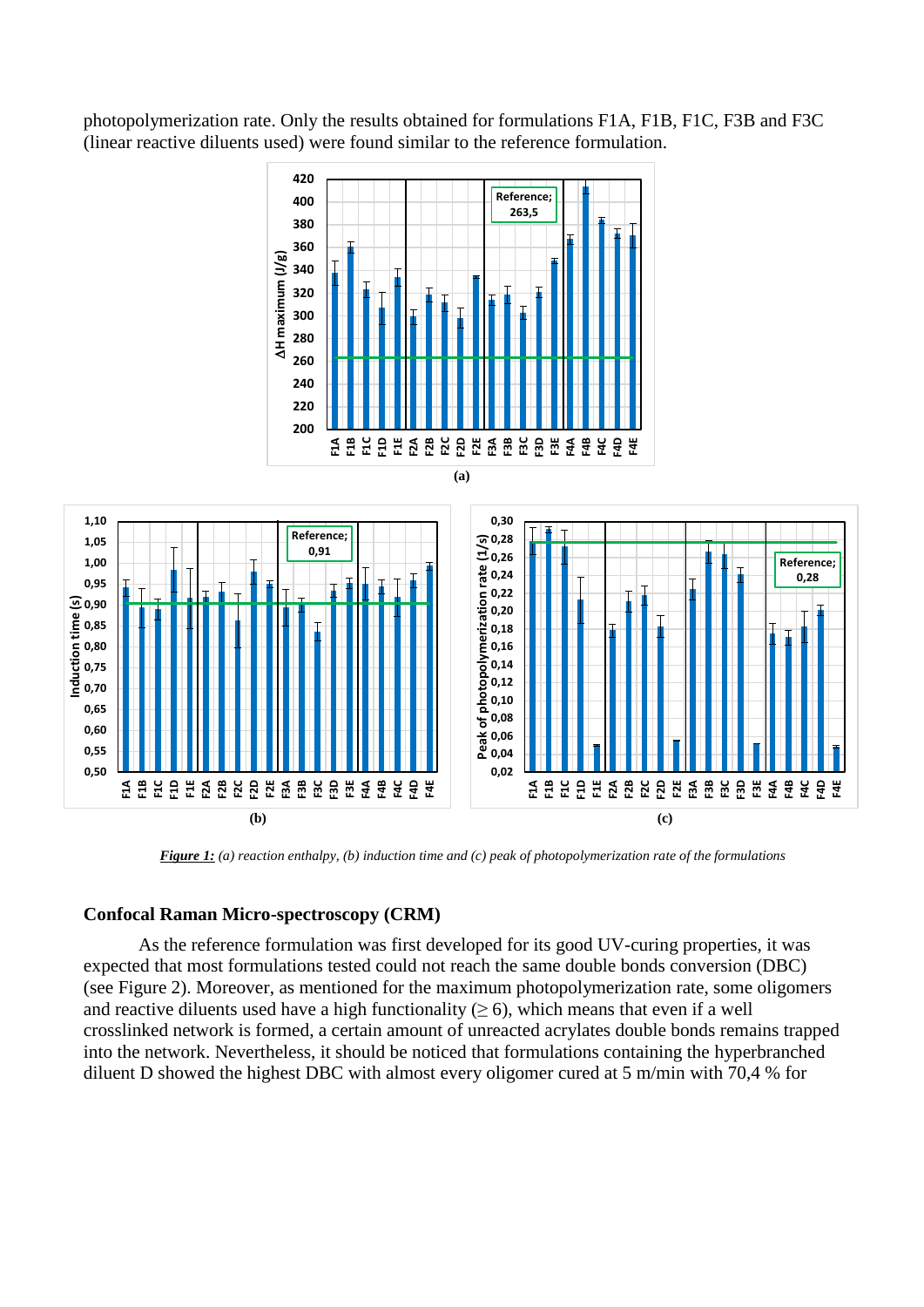photopolymerization rate. Only the results obtained for formulations F1A, F1B, F1C, F3B and F3C (linear reactive diluents used) were found similar to the reference formulation.

***Figure 1:*** *(a) reaction enthalpy, (b) induction time and (c) peak of photopolymerization rate of the formulations*

## Confocal Raman Micro-spectroscopy (CRM)

As the reference formulation was first developed for its good UV-curing properties, it was expected that most formulations tested could not reach the same double bonds conversion (DBC) (see Figure 2). Moreover, as mentioned for the maximum photopolymerization rate, some oligomers and reactive diluents used have a high functionality ($\geq 6$), which means that even if a well crosslinked network is formed, a certain amount of unreacted acrylates double bonds remains trapped into the network. Nevertheless, it should be noticed that formulations containing the hyperbranched diluent D showed the highest DBC with almost every oligomer cured at 5 m/min with 70,4 % for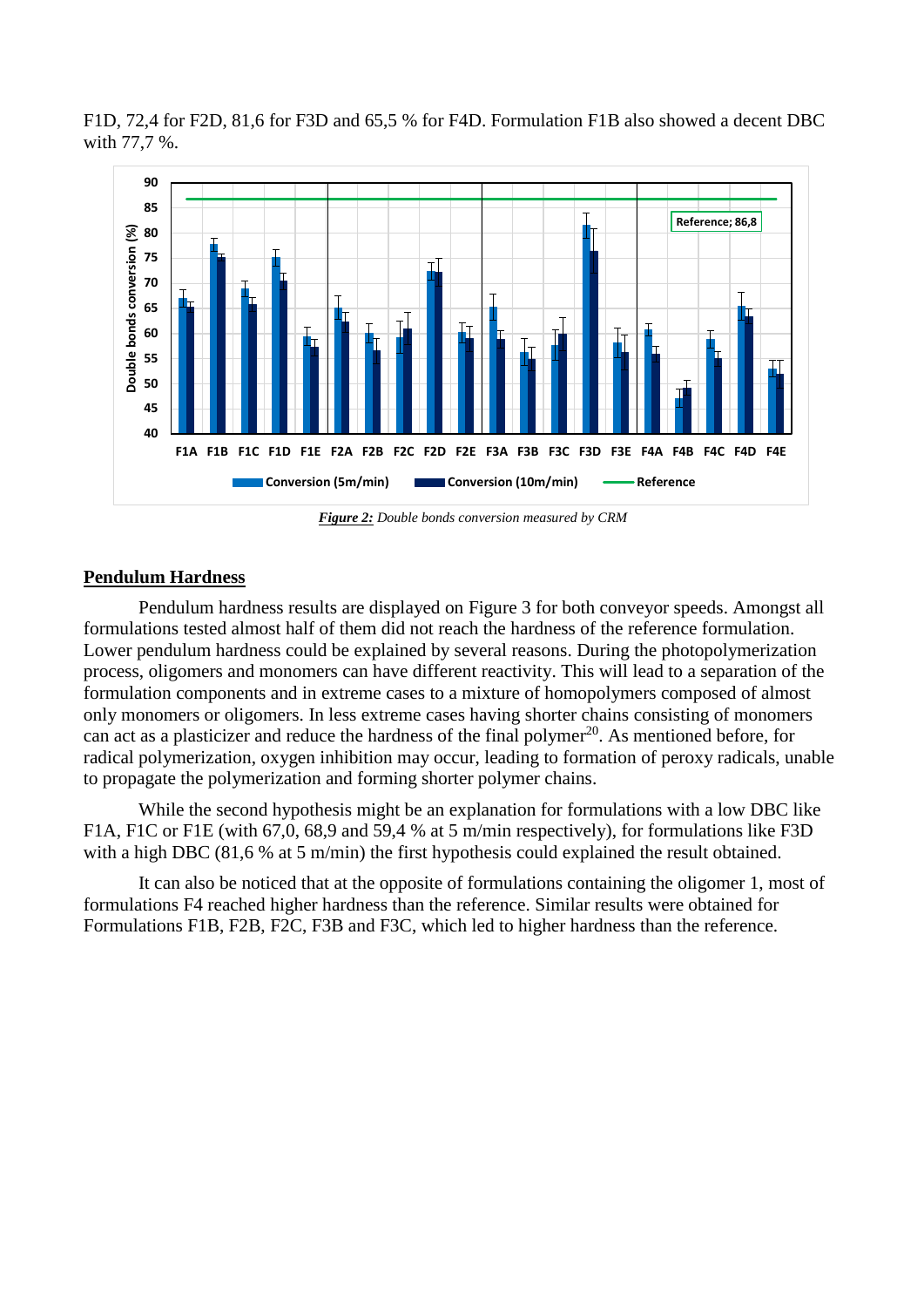F1D, 72,4 for F2D, 81,6 for F3D and 65,5 % for F4D. Formulation F1B also showed a decent DBC with 77,7 %.

***Figure 2:*** *Double bonds conversion measured by CRM*

## Pendulum Hardness

Pendulum hardness results are displayed on Figure 3 for both conveyor speeds. Amongst all formulations tested almost half of them did not reach the hardness of the reference formulation. Lower pendulum hardness could be explained by several reasons. During the photopolymerization process, oligomers and monomers can have different reactivity. This will lead to a separation of the formulation components and in extreme cases to a mixture of homopolymers composed of almost only monomers or oligomers. In less extreme cases having shorter chains consisting of monomers can act as a plasticizer and reduce the hardness of the final polymer[20]. As mentioned before, for radical polymerization, oxygen inhibition may occur, leading to formation of peroxy radicals, unable to propagate the polymerization and forming shorter polymer chains.

While the second hypothesis might be an explanation for formulations with a low DBC like F1A, F1C or F1E (with 67,0, 68,9 and 59,4 % at 5 m/min respectively), for formulations like F3D with a high DBC (81,6 % at 5 m/min) the first hypothesis could explained the result obtained.

It can also be noticed that at the opposite of formulations containing the oligomer 1, most of formulations F4 reached higher hardness than the reference. Similar results were obtained for Formulations F1B, F2B, F2C, F3B and F3C, which led to higher hardness than the reference.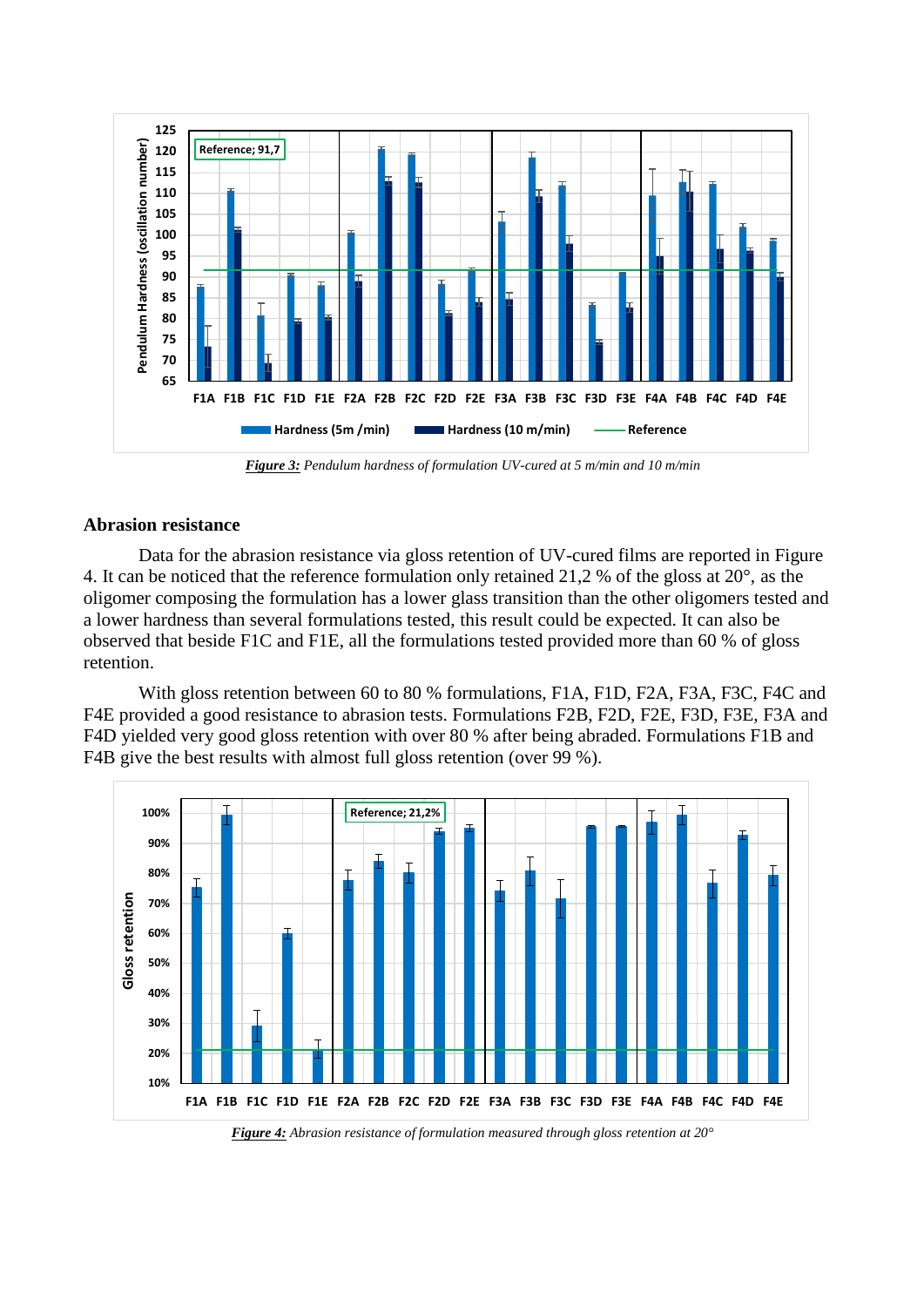*__Figure 3:__ Pendulum hardness of formulation UV-cured at 5 m/min and 10 m/min*

## Abrasion resistance

Data for the abrasion resistance via gloss retention of UV-cured films are reported in Figure 4. It can be noticed that the reference formulation only retained 21,2 % of the gloss at 20°, as the oligomer composing the formulation has a lower glass transition than the other oligomers tested and a lower hardness than several formulations tested, this result could be expected. It can also be observed that beside F1C and F1E, all the formulations tested provided more than 60 % of gloss retention.

With gloss retention between 60 to 80 % formulations, F1A, F1D, F2A, F3A, F3C, F4C and F4E provided a good resistance to abrasion tests. Formulations F2B, F2D, F2E, F3D, F3E, F3A and F4D yielded very good gloss retention with over 80 % after being abraded. Formulations F1B and F4B give the best results with almost full gloss retention (over 99 %).

*__Figure 4:__ Abrasion resistance of formulation measured through gloss retention at 20°*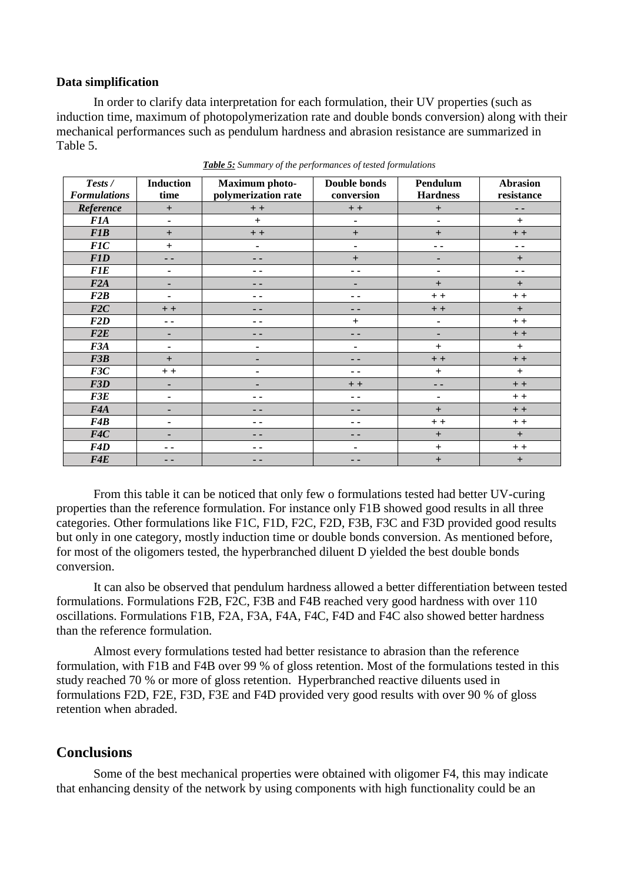### Data simplification

In order to clarify data interpretation for each formulation, their UV properties (such as induction time, maximum of photopolymerization rate and double bonds conversion) along with their mechanical performances such as pendulum hardness and abrasion resistance are summarized in Table 5.

***Table 5:*** *Summary of the performances of tested formulations*

| *Tests / Formulations* | Induction time | Maximum photo-polymerization rate | Double bonds conversion | Pendulum Hardness | Abrasion resistance |
|---|---|---|---|---|---|
| *Reference* | + | + + | + + | + | - - |
| *F1A* | - | + | - | - | + |
| *F1B* | + | + + | + | + | + + |
| *F1C* | + | - | - | - - | - - |
| *F1D* | - - | - - | + | - | + |
| *F1E* | - | - - | - - | - | - - |
| *F2A* | - | - - | - | + | + |
| *F2B* | - | - - | - - | + + | + + |
| *F2C* | + + | - - | - - | + + | + |
| *F2D* | - - | - - | + | - | + + |
| *F2E* | - | - - | - - | - | + + |
| *F3A* | - | - | - | + | + |
| *F3B* | + | - | - - | + + | + + |
| *F3C* | + + | - | - - | + | + |
| *F3D* | - | - | + + | - - | + + |
| *F3E* | - | - - | - - | - | + + |
| *F4A* | - | - - | - - | + | + + |
| *F4B* | - | - - | - - | + + | + + |
| *F4C* | - | - - | - - | + | + |
| *F4D* | - - | - - | - | + | + + |
| *F4E* | - - | - - | - - | + | + |

From this table it can be noticed that only few o formulations tested had better UV-curing properties than the reference formulation. For instance only F1B showed good results in all three categories. Other formulations like F1C, F1D, F2C, F2D, F3B, F3C and F3D provided good results but only in one category, mostly induction time or double bonds conversion. As mentioned before, for most of the oligomers tested, the hyperbranched diluent D yielded the best double bonds conversion.

It can also be observed that pendulum hardness allowed a better differentiation between tested formulations. Formulations F2B, F2C, F3B and F4B reached very good hardness with over 110 oscillations. Formulations F1B, F2A, F3A, F4A, F4C, F4D and F4C also showed better hardness than the reference formulation.

Almost every formulations tested had better resistance to abrasion than the reference formulation, with F1B and F4B over 99 % of gloss retention. Most of the formulations tested in this study reached 70 % or more of gloss retention. Hyperbranched reactive diluents used in formulations F2D, F2E, F3D, F3E and F4D provided very good results with over 90 % of gloss retention when abraded.

## Conclusions

Some of the best mechanical properties were obtained with oligomer F4, this may indicate that enhancing density of the network by using components with high functionality could be an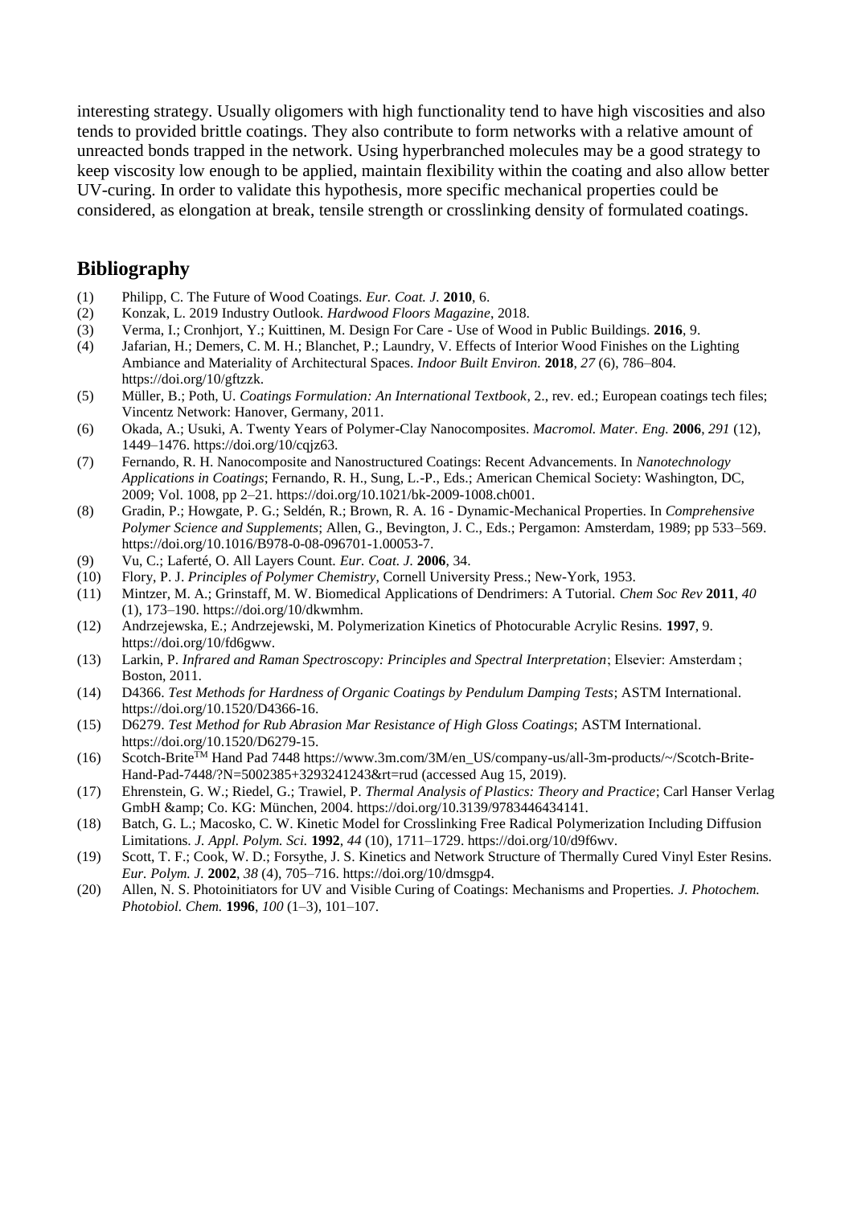interesting strategy. Usually oligomers with high functionality tend to have high viscosities and also tends to provided brittle coatings. They also contribute to form networks with a relative amount of unreacted bonds trapped in the network. Using hyperbranched molecules may be a good strategy to keep viscosity low enough to be applied, maintain flexibility within the coating and also allow better UV-curing. In order to validate this hypothesis, more specific mechanical properties could be considered, as elongation at break, tensile strength or crosslinking density of formulated coatings.

## Bibliography

(1) Philipp, C. The Future of Wood Coatings. *Eur. Coat. J.* **2010**, 6.

(2) Konzak, L. 2019 Industry Outlook. *Hardwood Floors Magazine*, 2018.

(3) Verma, I.; Cronhjort, Y.; Kuittinen, M. Design For Care - Use of Wood in Public Buildings. **2016**, 9.

(4) Jafarian, H.; Demers, C. M. H.; Blanchet, P.; Laundry, V. Effects of Interior Wood Finishes on the Lighting Ambiance and Materiality of Architectural Spaces. *Indoor Built Environ.* **2018**, *27* (6), 786–804. https://doi.org/10/gftzzk.

(5) Müller, B.; Poth, U. *Coatings Formulation: An International Textbook*, 2., rev. ed.; European coatings tech files; Vincentz Network: Hanover, Germany, 2011.

(6) Okada, A.; Usuki, A. Twenty Years of Polymer-Clay Nanocomposites. *Macromol. Mater. Eng.* **2006**, *291* (12), 1449–1476. https://doi.org/10/cqjz63.

(7) Fernando, R. H. Nanocomposite and Nanostructured Coatings: Recent Advancements. In *Nanotechnology Applications in Coatings*; Fernando, R. H., Sung, L.-P., Eds.; American Chemical Society: Washington, DC, 2009; Vol. 1008, pp 2–21. https://doi.org/10.1021/bk-2009-1008.ch001.

(8) Gradin, P.; Howgate, P. G.; Seldén, R.; Brown, R. A. 16 - Dynamic-Mechanical Properties. In *Comprehensive Polymer Science and Supplements*; Allen, G., Bevington, J. C., Eds.; Pergamon: Amsterdam, 1989; pp 533–569. https://doi.org/10.1016/B978-0-08-096701-1.00053-7.

(9) Vu, C.; Laferté, O. All Layers Count. *Eur. Coat. J.* **2006**, 34.

(10) Flory, P. J. *Principles of Polymer Chemistry*, Cornell University Press.; New-York, 1953.

(11) Mintzer, M. A.; Grinstaff, M. W. Biomedical Applications of Dendrimers: A Tutorial. *Chem Soc Rev* **2011**, *40* (1), 173–190. https://doi.org/10/dkwmhm.

(12) Andrzejewska, E.; Andrzejewski, M. Polymerization Kinetics of Photocurable Acrylic Resins. **1997**, 9. https://doi.org/10/fd6gww.

(13) Larkin, P. *Infrared and Raman Spectroscopy: Principles and Spectral Interpretation*; Elsevier: Amsterdam ; Boston, 2011.

(14) D4366. *Test Methods for Hardness of Organic Coatings by Pendulum Damping Tests*; ASTM International. https://doi.org/10.1520/D4366-16.

(15) D6279. *Test Method for Rub Abrasion Mar Resistance of High Gloss Coatings*; ASTM International. https://doi.org/10.1520/D6279-15.

(16) Scotch-Brite™ Hand Pad 7448 https://www.3m.com/3M/en_US/company-us/all-3m-products/~/Scotch-Brite-Hand-Pad-7448/?N=5002385+3293241243&rt=rud (accessed Aug 15, 2019).

(17) Ehrenstein, G. W.; Riedel, G.; Trawiel, P. *Thermal Analysis of Plastics: Theory and Practice*; Carl Hanser Verlag GmbH &amp; Co. KG: München, 2004. https://doi.org/10.3139/9783446434141.

(18) Batch, G. L.; Macosko, C. W. Kinetic Model for Crosslinking Free Radical Polymerization Including Diffusion Limitations. *J. Appl. Polym. Sci.* **1992**, *44* (10), 1711–1729. https://doi.org/10/d9f6wv.

(19) Scott, T. F.; Cook, W. D.; Forsythe, J. S. Kinetics and Network Structure of Thermally Cured Vinyl Ester Resins. *Eur. Polym. J.* **2002**, *38* (4), 705–716. https://doi.org/10/dmsgp4.

(20) Allen, N. S. Photoinitiators for UV and Visible Curing of Coatings: Mechanisms and Properties. *J. Photochem. Photobiol. Chem.* **1996**, *100* (1–3), 101–107.